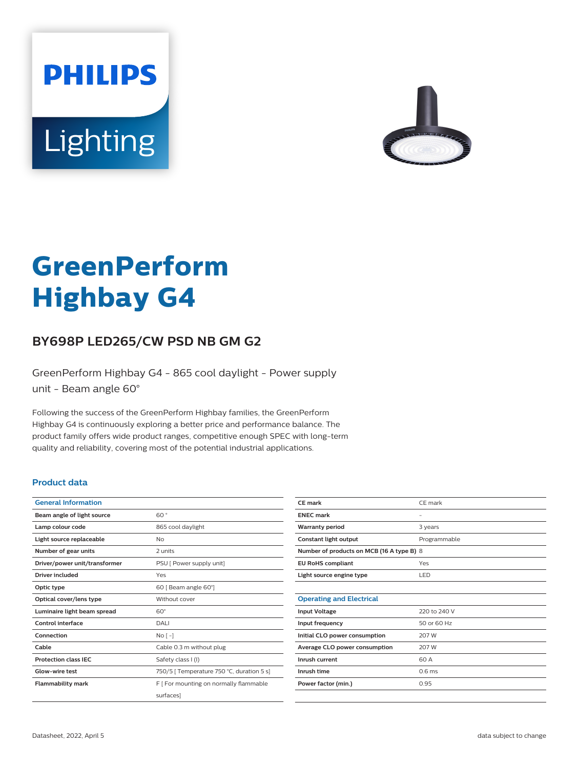PHILIPS

Lighting

# GreenPerform Highbay G4

## BY698P LED265/CW PSD NB GM G2

GreenPerform Highbay G4 - 865 cool daylight - Power supply unit - Beam angle 60°

Following the success of the GreenPerform Highbay families, the GreenPerform Highbay G4 is continuously exploring a better price and performance balance. The product family offers wide product ranges, competitive enough SPEC with long-term quality and reliability, covering most of the potential industrial applications.

### Product data

| General Information | |
|---|---|
| Beam angle of light source | 60 ° |
| Lamp colour code | 865 cool daylight |
| Light source replaceable | No |
| Number of gear units | 2 units |
| Driver/power unit/transformer | PSU [ Power supply unit] |
| Driver included | Yes |
| Optic type | 60 [ Beam angle 60°] |
| Optical cover/lens type | Without cover |
| Luminaire light beam spread | 60° |
| Control interface | DALI |
| Connection | No [ -] |
| Cable | Cable 0.3 m without plug |
| Protection class IEC | Safety class I (I) |
| Glow-wire test | 750/5 [ Temperature 750 °C, duration 5 s] |
| Flammability mark | F [ For mounting on normally flammable surfaces] |
| CE mark | CE mark |
| ENEC mark | - |
| Warranty period | 3 years |
| Constant light output | Programmable |
| Number of products on MCB (16 A type B) | 8 |
| EU RoHS compliant | Yes |
| Light source engine type | LED |

| Operating and Electrical | |
|---|---|
| Input Voltage | 220 to 240 V |
| Input frequency | 50 or 60 Hz |
| Initial CLO power consumption | 207 W |
| Average CLO power consumption | 207 W |
| Inrush current | 60 A |
| Inrush time | 0.6 ms |
| Power factor (min.) | 0.95 |

Datasheet, 2022, April 5

data subject to change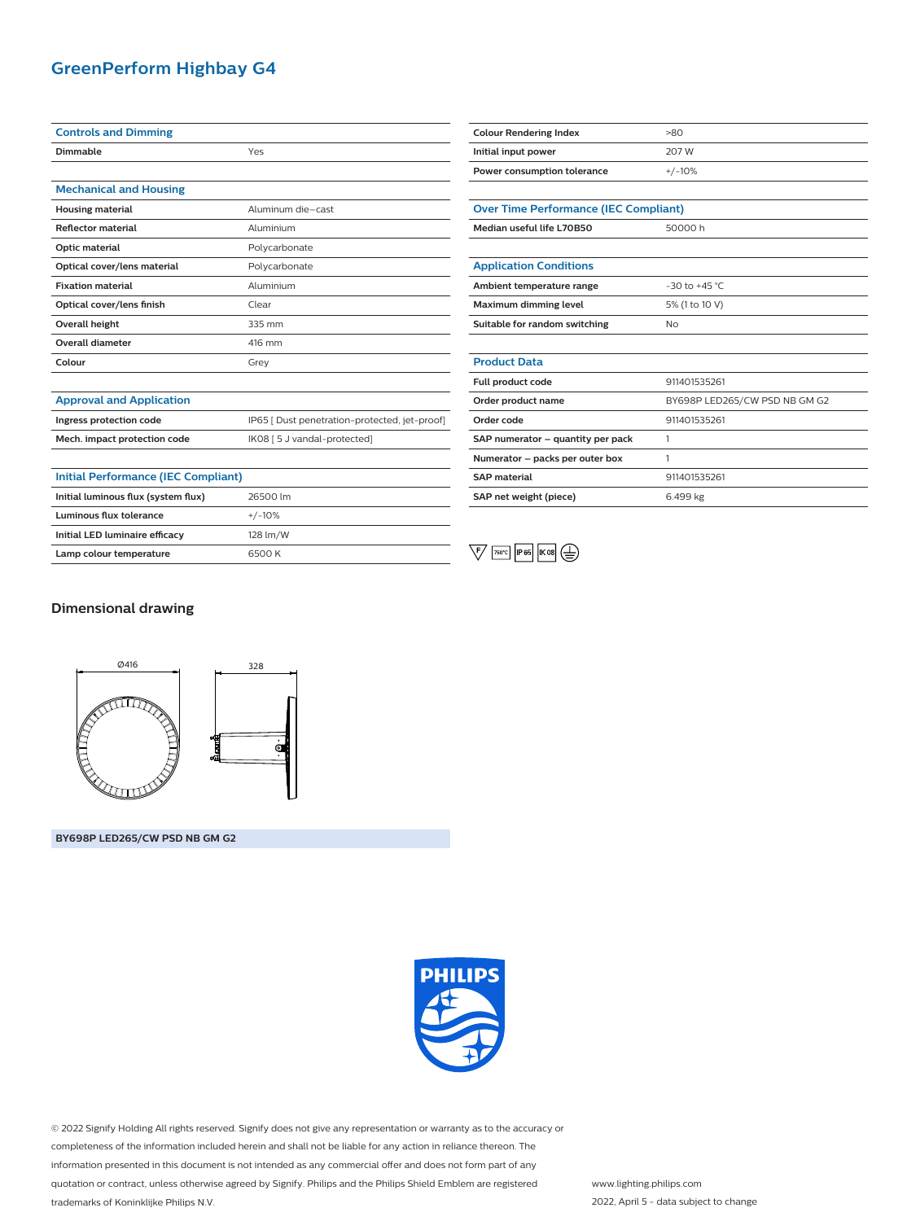# GreenPerform Highbay G4

| Controls and Dimming | |
|---|---|
| Dimmable | Yes |

| Mechanical and Housing | |
|---|---|
| Housing material | Aluminum die–cast |
| Reflector material | Aluminium |
| Optic material | Polycarbonate |
| Optical cover/lens material | Polycarbonate |
| Fixation material | Aluminium |
| Optical cover/lens finish | Clear |
| Overall height | 335 mm |
| Overall diameter | 416 mm |
| Colour | Grey |

| Approval and Application | |
|---|---|
| Ingress protection code | IP65 [ Dust penetration-protected, jet-proof] |
| Mech. impact protection code | IK08 [ 5 J vandal-protected] |

| Initial Performance (IEC Compliant) | |
|---|---|
| Initial luminous flux (system flux) | 26500 lm |
| Luminous flux tolerance | +/-10% |
| Initial LED luminaire efficacy | 128 lm/W |
| Lamp colour temperature | 6500 K |
| Colour Rendering Index | >80 |
| Initial input power | 207 W |
| Power consumption tolerance | +/-10% |

| Over Time Performance (IEC Compliant) | |
|---|---|
| Median useful life L70B50 | 50000 h |

| Application Conditions | |
|---|---|
| Ambient temperature range | -30 to +45 °C |
| Maximum dimming level | 5% (1 to 10 V) |
| Suitable for random switching | No |

| Product Data | |
|---|---|
| Full product code | 911401535261 |
| Order product name | BY698P LED265/CW PSD NB GM G2 |
| Order code | 911401535261 |
| SAP numerator – quantity per pack | 1 |
| Numerator – packs per outer box | 1 |
| SAP material | 911401535261 |
| SAP net weight (piece) | 6.499 kg |

F 750°C IP65 IK08

## Dimensional drawing

Ø416

328

**BY698P LED265/CW PSD NB GM G2**

PHILIPS

© 2022 Signify Holding All rights reserved. Signify does not give any representation or warranty as to the accuracy or completeness of the information included herein and shall not be liable for any action in reliance thereon. The information presented in this document is not intended as any commercial offer and does not form part of any quotation or contract, unless otherwise agreed by Signify. Philips and the Philips Shield Emblem are registered trademarks of Koninklijke Philips N.V.

www.lighting.philips.com

2022, April 5 - data subject to change